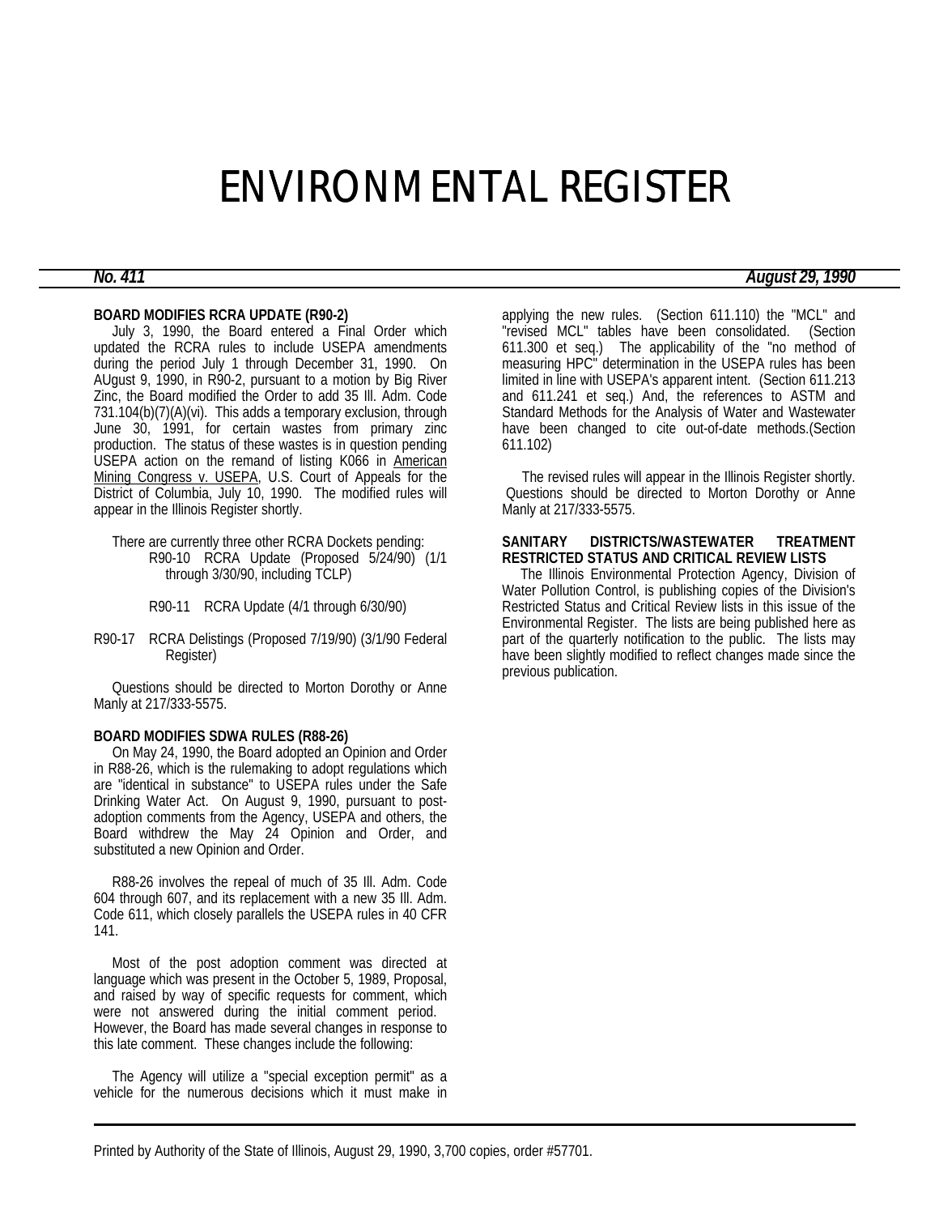# ENVIRONMENTAL REGISTER

***No. 411*** ***August 29, 1990***

**BOARD MODIFIES RCRA UPDATE (R90-2)**

July 3, 1990, the Board entered a Final Order which updated the RCRA rules to include USEPA amendments during the period July 1 through December 31, 1990. On AUgust 9, 1990, in R90-2, pursuant to a motion by Big River Zinc, the Board modified the Order to add 35 Ill. Adm. Code 731.104(b)(7)(A)(vi). This adds a temporary exclusion, through June 30, 1991, for certain wastes from primary zinc production. The status of these wastes is in question pending USEPA action on the remand of listing K066 in American Mining Congress v. USEPA, U.S. Court of Appeals for the District of Columbia, July 10, 1990. The modified rules will appear in the Illinois Register shortly.

There are currently three other RCRA Dockets pending:

R90-10 RCRA Update (Proposed 5/24/90) (1/1 through 3/30/90, including TCLP)

R90-11 RCRA Update (4/1 through 6/30/90)

R90-17 RCRA Delistings (Proposed 7/19/90) (3/1/90 Federal Register)

Questions should be directed to Morton Dorothy or Anne Manly at 217/333-5575.

**BOARD MODIFIES SDWA RULES (R88-26)**

On May 24, 1990, the Board adopted an Opinion and Order in R88-26, which is the rulemaking to adopt regulations which are "identical in substance" to USEPA rules under the Safe Drinking Water Act. On August 9, 1990, pursuant to post-adoption comments from the Agency, USEPA and others, the Board withdrew the May 24 Opinion and Order, and substituted a new Opinion and Order.

R88-26 involves the repeal of much of 35 Ill. Adm. Code 604 through 607, and its replacement with a new 35 Ill. Adm. Code 611, which closely parallels the USEPA rules in 40 CFR 141.

Most of the post adoption comment was directed at language which was present in the October 5, 1989, Proposal, and raised by way of specific requests for comment, which were not answered during the initial comment period. However, the Board has made several changes in response to this late comment. These changes include the following:

The Agency will utilize a "special exception permit" as a vehicle for the numerous decisions which it must make in applying the new rules. (Section 611.110) the "MCL" and "revised MCL" tables have been consolidated. (Section 611.300 et seq.) The applicability of the "no method of measuring HPC" determination in the USEPA rules has been limited in line with USEPA's apparent intent. (Section 611.213 and 611.241 et seq.) And, the references to ASTM and Standard Methods for the Analysis of Water and Wastewater have been changed to cite out-of-date methods.(Section 611.102)

The revised rules will appear in the Illinois Register shortly. Questions should be directed to Morton Dorothy or Anne Manly at 217/333-5575.

**SANITARY DISTRICTS/WASTEWATER TREATMENT RESTRICTED STATUS AND CRITICAL REVIEW LISTS**

The Illinois Environmental Protection Agency, Division of Water Pollution Control, is publishing copies of the Division's Restricted Status and Critical Review lists in this issue of the Environmental Register. The lists are being published here as part of the quarterly notification to the public. The lists may have been slightly modified to reflect changes made since the previous publication.

Printed by Authority of the State of Illinois, August 29, 1990, 3,700 copies, order #57701.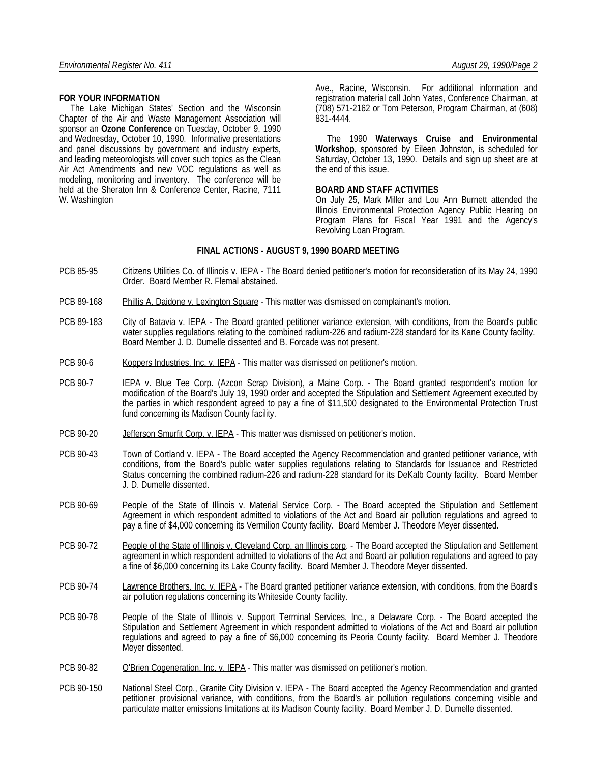**FOR YOUR INFORMATION**

The Lake Michigan States' Section and the Wisconsin Chapter of the Air and Waste Management Association will sponsor an **Ozone Conference** on Tuesday, October 9, 1990 and Wednesday, October 10, 1990. Informative presentations and panel discussions by government and industry experts, and leading meteorologists will cover such topics as the Clean Air Act Amendments and new VOC regulations as well as modeling, monitoring and inventory. The conference will be held at the Sheraton Inn & Conference Center, Racine, 7111 W. Washington Ave., Racine, Wisconsin. For additional information and registration material call John Yates, Conference Chairman, at (708) 571-2162 or Tom Peterson, Program Chairman, at (608) 831-4444.

The 1990 **Waterways Cruise and Environmental Workshop**, sponsored by Eileen Johnston, is scheduled for Saturday, October 13, 1990. Details and sign up sheet are at the end of this issue.

**BOARD AND STAFF ACTIVITIES**

On July 25, Mark Miller and Lou Ann Burnett attended the Illinois Environmental Protection Agency Public Hearing on Program Plans for Fiscal Year 1991 and the Agency's Revolving Loan Program.

## FINAL ACTIONS - AUGUST 9, 1990 BOARD MEETING

PCB 85-95 Citizens Utilities Co. of Illinois v. IEPA - The Board denied petitioner's motion for reconsideration of its May 24, 1990 Order. Board Member R. Flemal abstained.

PCB 89-168 Phillis A. Daidone v. Lexington Square - This matter was dismissed on complainant's motion.

PCB 89-183 City of Batavia v. IEPA - The Board granted petitioner variance extension, with conditions, from the Board's public water supplies regulations relating to the combined radium-226 and radium-228 standard for its Kane County facility. Board Member J. D. Dumelle dissented and B. Forcade was not present.

PCB 90-6 Koppers Industries, Inc. v. IEPA - This matter was dismissed on petitioner's motion.

PCB 90-7 IEPA v. Blue Tee Corp. (Azcon Scrap Division), a Maine Corp. - The Board granted respondent's motion for modification of the Board's July 19, 1990 order and accepted the Stipulation and Settlement Agreement executed by the parties in which respondent agreed to pay a fine of $11,500 designated to the Environmental Protection Trust fund concerning its Madison County facility.

PCB 90-20 Jefferson Smurfit Corp. v. IEPA - This matter was dismissed on petitioner's motion.

PCB 90-43 Town of Cortland v. IEPA - The Board accepted the Agency Recommendation and granted petitioner variance, with conditions, from the Board's public water supplies regulations relating to Standards for Issuance and Restricted Status concerning the combined radium-226 and radium-228 standard for its DeKalb County facility. Board Member J. D. Dumelle dissented.

PCB 90-69 People of the State of Illinois v. Material Service Corp. - The Board accepted the Stipulation and Settlement Agreement in which respondent admitted to violations of the Act and Board air pollution regulations and agreed to pay a fine of $4,000 concerning its Vermilion County facility. Board Member J. Theodore Meyer dissented.

PCB 90-72 People of the State of Illinois v. Cleveland Corp. an Illinois corp. - The Board accepted the Stipulation and Settlement agreement in which respondent admitted to violations of the Act and Board air pollution regulations and agreed to pay a fine of $6,000 concerning its Lake County facility. Board Member J. Theodore Meyer dissented.

PCB 90-74 Lawrence Brothers, Inc. v. IEPA - The Board granted petitioner variance extension, with conditions, from the Board's air pollution regulations concerning its Whiteside County facility.

PCB 90-78 People of the State of Illinois v. Support Terminal Services, Inc., a Delaware Corp. - The Board accepted the Stipulation and Settlement Agreement in which respondent admitted to violations of the Act and Board air pollution regulations and agreed to pay a fine of $6,000 concerning its Peoria County facility. Board Member J. Theodore Meyer dissented.

PCB 90-82 O'Brien Cogeneration, Inc. v. IEPA - This matter was dismissed on petitioner's motion.

PCB 90-150 National Steel Corp., Granite City Division v. IEPA - The Board accepted the Agency Recommendation and granted petitioner provisional variance, with conditions, from the Board's air pollution regulations concerning visible and particulate matter emissions limitations at its Madison County facility. Board Member J. D. Dumelle dissented.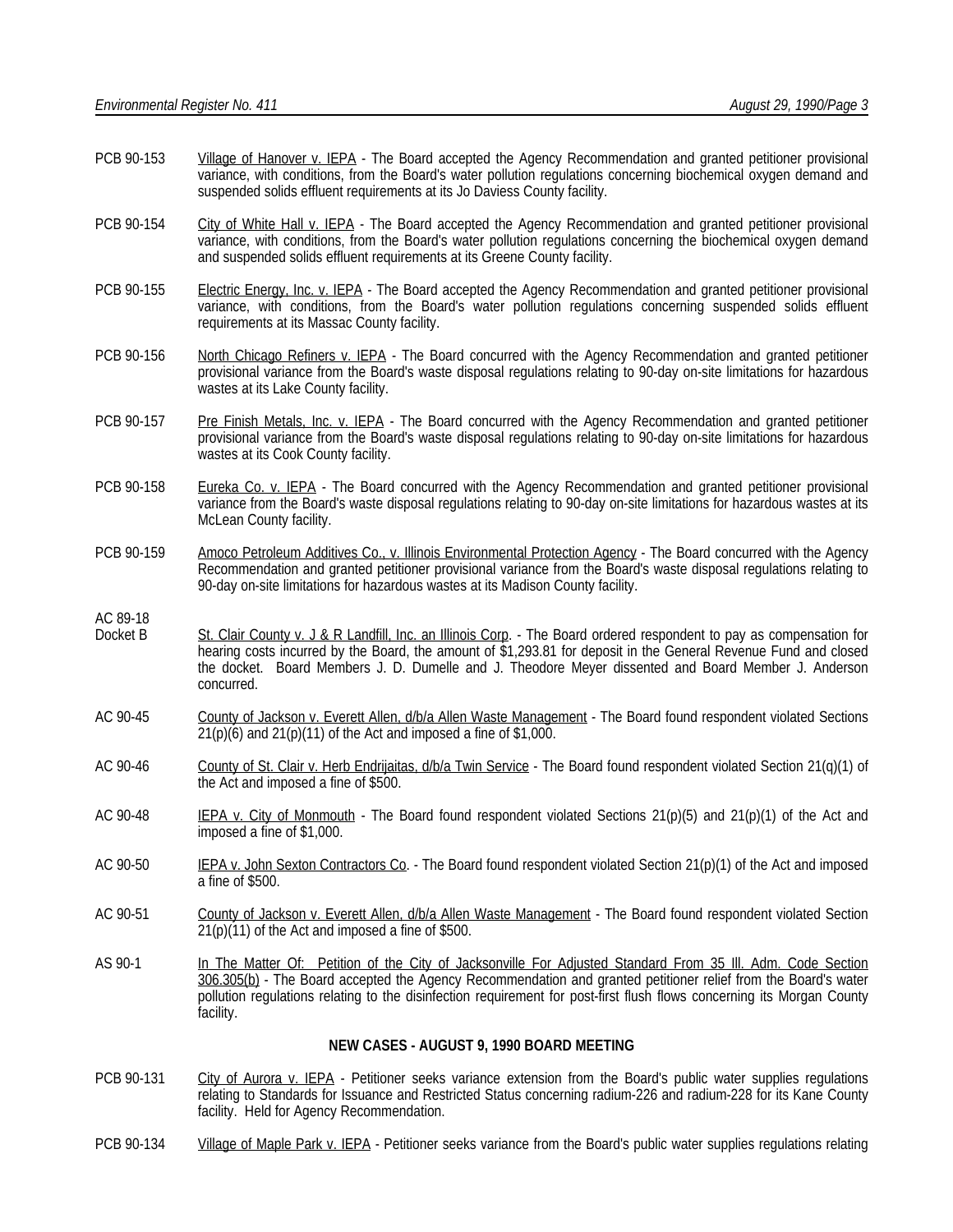PCB 90-153 Village of Hanover v. IEPA - The Board accepted the Agency Recommendation and granted petitioner provisional variance, with conditions, from the Board's water pollution regulations concerning biochemical oxygen demand and suspended solids effluent requirements at its Jo Daviess County facility.

PCB 90-154 City of White Hall v. IEPA - The Board accepted the Agency Recommendation and granted petitioner provisional variance, with conditions, from the Board's water pollution regulations concerning the biochemical oxygen demand and suspended solids effluent requirements at its Greene County facility.

PCB 90-155 Electric Energy, Inc. v. IEPA - The Board accepted the Agency Recommendation and granted petitioner provisional variance, with conditions, from the Board's water pollution regulations concerning suspended solids effluent requirements at its Massac County facility.

PCB 90-156 North Chicago Refiners v. IEPA - The Board concurred with the Agency Recommendation and granted petitioner provisional variance from the Board's waste disposal regulations relating to 90-day on-site limitations for hazardous wastes at its Lake County facility.

PCB 90-157 Pre Finish Metals, Inc. v. IEPA - The Board concurred with the Agency Recommendation and granted petitioner provisional variance from the Board's waste disposal regulations relating to 90-day on-site limitations for hazardous wastes at its Cook County facility.

PCB 90-158 Eureka Co. v. IEPA - The Board concurred with the Agency Recommendation and granted petitioner provisional variance from the Board's waste disposal regulations relating to 90-day on-site limitations for hazardous wastes at its McLean County facility.

PCB 90-159 Amoco Petroleum Additives Co., v. Illinois Environmental Protection Agency - The Board concurred with the Agency Recommendation and granted petitioner provisional variance from the Board's waste disposal regulations relating to 90-day on-site limitations for hazardous wastes at its Madison County facility.

AC 89-18 Docket B St. Clair County v. J & R Landfill, Inc. an Illinois Corp. - The Board ordered respondent to pay as compensation for hearing costs incurred by the Board, the amount of $1,293.81 for deposit in the General Revenue Fund and closed the docket. Board Members J. D. Dumelle and J. Theodore Meyer dissented and Board Member J. Anderson concurred.

AC 90-45 County of Jackson v. Everett Allen, d/b/a Allen Waste Management - The Board found respondent violated Sections 21(p)(6) and 21(p)(11) of the Act and imposed a fine of $1,000.

AC 90-46 County of St. Clair v. Herb Endrijaitas, d/b/a Twin Service - The Board found respondent violated Section 21(q)(1) of the Act and imposed a fine of $500.

AC 90-48 IEPA v. City of Monmouth - The Board found respondent violated Sections 21(p)(5) and 21(p)(1) of the Act and imposed a fine of $1,000.

AC 90-50 IEPA v. John Sexton Contractors Co. - The Board found respondent violated Section 21(p)(1) of the Act and imposed a fine of $500.

AC 90-51 County of Jackson v. Everett Allen, d/b/a Allen Waste Management - The Board found respondent violated Section 21(p)(11) of the Act and imposed a fine of $500.

AS 90-1 In The Matter Of: Petition of the City of Jacksonville For Adjusted Standard From 35 Ill. Adm. Code Section 306.305(b) - The Board accepted the Agency Recommendation and granted petitioner relief from the Board's water pollution regulations relating to the disinfection requirement for post-first flush flows concerning its Morgan County facility.

## NEW CASES - AUGUST 9, 1990 BOARD MEETING

PCB 90-131 City of Aurora v. IEPA - Petitioner seeks variance extension from the Board's public water supplies regulations relating to Standards for Issuance and Restricted Status concerning radium-226 and radium-228 for its Kane County facility. Held for Agency Recommendation.

PCB 90-134 Village of Maple Park v. IEPA - Petitioner seeks variance from the Board's public water supplies regulations relating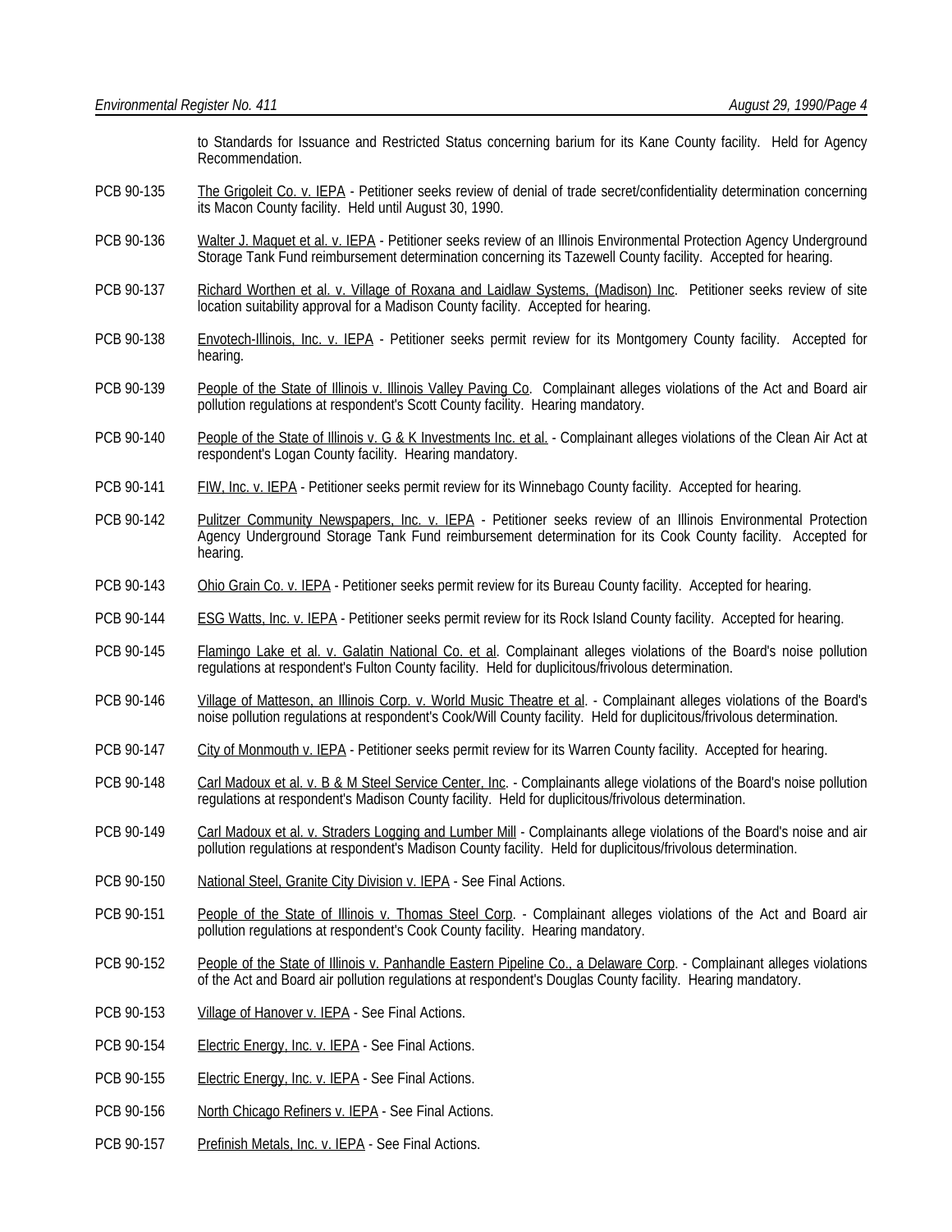to Standards for Issuance and Restricted Status concerning barium for its Kane County facility. Held for Agency Recommendation.

PCB 90-135 The Grigoleit Co. v. IEPA - Petitioner seeks review of denial of trade secret/confidentiality determination concerning its Macon County facility. Held until August 30, 1990.

PCB 90-136 Walter J. Maquet et al. v. IEPA - Petitioner seeks review of an Illinois Environmental Protection Agency Underground Storage Tank Fund reimbursement determination concerning its Tazewell County facility. Accepted for hearing.

PCB 90-137 Richard Worthen et al. v. Village of Roxana and Laidlaw Systems, (Madison) Inc. Petitioner seeks review of site location suitability approval for a Madison County facility. Accepted for hearing.

PCB 90-138 Envotech-Illinois, Inc. v. IEPA - Petitioner seeks permit review for its Montgomery County facility. Accepted for hearing.

PCB 90-139 People of the State of Illinois v. Illinois Valley Paving Co. Complainant alleges violations of the Act and Board air pollution regulations at respondent's Scott County facility. Hearing mandatory.

PCB 90-140 People of the State of Illinois v. G & K Investments Inc. et al. - Complainant alleges violations of the Clean Air Act at respondent's Logan County facility. Hearing mandatory.

PCB 90-141 FIW, Inc. v. IEPA - Petitioner seeks permit review for its Winnebago County facility. Accepted for hearing.

PCB 90-142 Pulitzer Community Newspapers, Inc. v. IEPA - Petitioner seeks review of an Illinois Environmental Protection Agency Underground Storage Tank Fund reimbursement determination for its Cook County facility. Accepted for hearing.

PCB 90-143 Ohio Grain Co. v. IEPA - Petitioner seeks permit review for its Bureau County facility. Accepted for hearing.

PCB 90-144 ESG Watts, Inc. v. IEPA - Petitioner seeks permit review for its Rock Island County facility. Accepted for hearing.

PCB 90-145 Flamingo Lake et al. v. Galatin National Co. et al. Complainant alleges violations of the Board's noise pollution regulations at respondent's Fulton County facility. Held for duplicitous/frivolous determination.

PCB 90-146 Village of Matteson, an Illinois Corp. v. World Music Theatre et al. - Complainant alleges violations of the Board's noise pollution regulations at respondent's Cook/Will County facility. Held for duplicitous/frivolous determination.

PCB 90-147 City of Monmouth v. IEPA - Petitioner seeks permit review for its Warren County facility. Accepted for hearing.

PCB 90-148 Carl Madoux et al. v. B & M Steel Service Center, Inc. - Complainants allege violations of the Board's noise pollution regulations at respondent's Madison County facility. Held for duplicitous/frivolous determination.

PCB 90-149 Carl Madoux et al. v. Straders Logging and Lumber Mill - Complainants allege violations of the Board's noise and air pollution regulations at respondent's Madison County facility. Held for duplicitous/frivolous determination.

PCB 90-150 National Steel, Granite City Division v. IEPA - See Final Actions.

PCB 90-151 People of the State of Illinois v. Thomas Steel Corp. - Complainant alleges violations of the Act and Board air pollution regulations at respondent's Cook County facility. Hearing mandatory.

PCB 90-152 People of the State of Illinois v. Panhandle Eastern Pipeline Co., a Delaware Corp. - Complainant alleges violations of the Act and Board air pollution regulations at respondent's Douglas County facility. Hearing mandatory.

PCB 90-153 Village of Hanover v. IEPA - See Final Actions.

PCB 90-154 Electric Energy, Inc. v. IEPA - See Final Actions.

PCB 90-155 Electric Energy, Inc. v. IEPA - See Final Actions.

PCB 90-156 North Chicago Refiners v. IEPA - See Final Actions.

PCB 90-157 Prefinish Metals, Inc. v. IEPA - See Final Actions.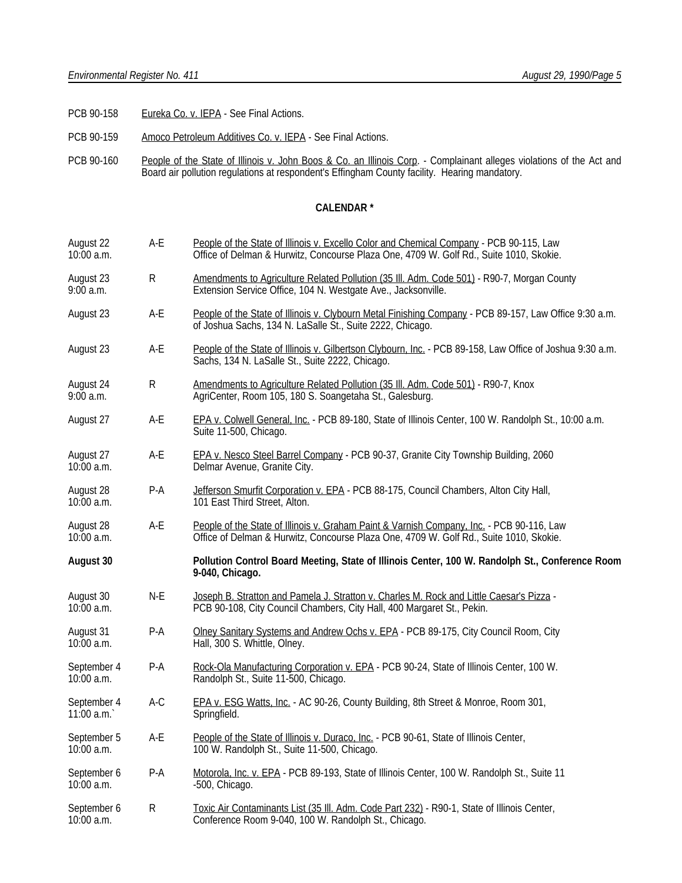PCB 90-158 Eureka Co. v. IEPA - See Final Actions.

PCB 90-159 Amoco Petroleum Additives Co. v. IEPA - See Final Actions.

PCB 90-160 People of the State of Illinois v. John Boos & Co. an Illinois Corp. - Complainant alleges violations of the Act and Board air pollution regulations at respondent's Effingham County facility. Hearing mandatory.

**CALENDAR \***

| | | |
|---|---|---|
| August 22 10:00 a.m. | A-E | People of the State of Illinois v. Excello Color and Chemical Company - PCB 90-115, Law Office of Delman & Hurwitz, Concourse Plaza One, 4709 W. Golf Rd., Suite 1010, Skokie. |
| August 23 9:00 a.m. | R | Amendments to Agriculture Related Pollution (35 Ill. Adm. Code 501) - R90-7, Morgan County Extension Service Office, 104 N. Westgate Ave., Jacksonville. |
| August 23 | A-E | People of the State of Illinois v. Clybourn Metal Finishing Company - PCB 89-157, Law Office 9:30 a.m. of Joshua Sachs, 134 N. LaSalle St., Suite 2222, Chicago. |
| August 23 | A-E | People of the State of Illinois v. Gilbertson Clybourn, Inc. - PCB 89-158, Law Office of Joshua 9:30 a.m. Sachs, 134 N. LaSalle St., Suite 2222, Chicago. |
| August 24 9:00 a.m. | R | Amendments to Agriculture Related Pollution (35 Ill. Adm. Code 501) - R90-7, Knox AgriCenter, Room 105, 180 S. Soangetaha St., Galesburg. |
| August 27 | A-E | EPA v. Colwell General, Inc. - PCB 89-180, State of Illinois Center, 100 W. Randolph St., 10:00 a.m. Suite 11-500, Chicago. |
| August 27 10:00 a.m. | A-E | EPA v. Nesco Steel Barrel Company - PCB 90-37, Granite City Township Building, 2060 Delmar Avenue, Granite City. |
| August 28 10:00 a.m. | P-A | Jefferson Smurfit Corporation v. EPA - PCB 88-175, Council Chambers, Alton City Hall, 101 East Third Street, Alton. |
| August 28 10:00 a.m. | A-E | People of the State of Illinois v. Graham Paint & Varnish Company, Inc. - PCB 90-116, Law Office of Delman & Hurwitz, Concourse Plaza One, 4709 W. Golf Rd., Suite 1010, Skokie. |
| **August 30** | | **Pollution Control Board Meeting, State of Illinois Center, 100 W. Randolph St., Conference Room 9-040, Chicago.** |
| August 30 10:00 a.m. | N-E | Joseph B. Stratton and Pamela J. Stratton v. Charles M. Rock and Little Caesar's Pizza - PCB 90-108, City Council Chambers, City Hall, 400 Margaret St., Pekin. |
| August 31 10:00 a.m. | P-A | Olney Sanitary Systems and Andrew Ochs v. EPA - PCB 89-175, City Council Room, City Hall, 300 S. Whittle, Olney. |
| September 4 10:00 a.m. | P-A | Rock-Ola Manufacturing Corporation v. EPA - PCB 90-24, State of Illinois Center, 100 W. Randolph St., Suite 11-500, Chicago. |
| September 4 11:00 a.m.` | A-C | EPA v. ESG Watts, Inc. - AC 90-26, County Building, 8th Street & Monroe, Room 301, Springfield. |
| September 5 10:00 a.m. | A-E | People of the State of Illinois v. Duraco, Inc. - PCB 90-61, State of Illinois Center, 100 W. Randolph St., Suite 11-500, Chicago. |
| September 6 10:00 a.m. | P-A | Motorola, Inc. v. EPA - PCB 89-193, State of Illinois Center, 100 W. Randolph St., Suite 11 -500, Chicago. |
| September 6 10:00 a.m. | R | Toxic Air Contaminants List (35 Ill. Adm. Code Part 232) - R90-1, State of Illinois Center, Conference Room 9-040, 100 W. Randolph St., Chicago. |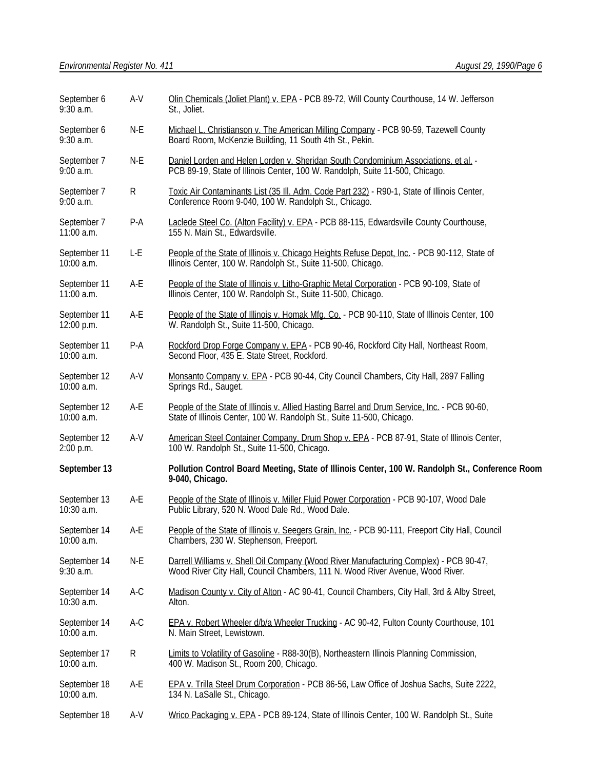| | | |
|---|---|---|
| September 6<br>9:30 a.m. | A-V | Olin Chemicals (Joliet Plant) v. EPA - PCB 89-72, Will County Courthouse, 14 W. Jefferson St., Joliet. |
| September 6<br>9:30 a.m. | N-E | Michael L. Christianson v. The American Milling Company - PCB 90-59, Tazewell County Board Room, McKenzie Building, 11 South 4th St., Pekin. |
| September 7<br>9:00 a.m. | N-E | Daniel Lorden and Helen Lorden v. Sheridan South Condominium Associations, et al. - PCB 89-19, State of Illinois Center, 100 W. Randolph, Suite 11-500, Chicago. |
| September 7<br>9:00 a.m. | R | Toxic Air Contaminants List (35 Ill. Adm. Code Part 232) - R90-1, State of Illinois Center, Conference Room 9-040, 100 W. Randolph St., Chicago. |
| September 7<br>11:00 a.m. | P-A | Laclede Steel Co. (Alton Facility) v. EPA - PCB 88-115, Edwardsville County Courthouse, 155 N. Main St., Edwardsville. |
| September 11<br>10:00 a.m. | L-E | People of the State of Illinois v. Chicago Heights Refuse Depot, Inc. - PCB 90-112, State of Illinois Center, 100 W. Randolph St., Suite 11-500, Chicago. |
| September 11<br>11:00 a.m. | A-E | People of the State of Illinois v. Litho-Graphic Metal Corporation - PCB 90-109, State of Illinois Center, 100 W. Randolph St., Suite 11-500, Chicago. |
| September 11<br>12:00 p.m. | A-E | People of the State of Illinois v. Homak Mfg. Co. - PCB 90-110, State of Illinois Center, 100 W. Randolph St., Suite 11-500, Chicago. |
| September 11<br>10:00 a.m. | P-A | Rockford Drop Forge Company v. EPA - PCB 90-46, Rockford City Hall, Northeast Room, Second Floor, 435 E. State Street, Rockford. |
| September 12<br>10:00 a.m. | A-V | Monsanto Company v. EPA - PCB 90-44, City Council Chambers, City Hall, 2897 Falling Springs Rd., Sauget. |
| September 12<br>10:00 a.m. | A-E | People of the State of Illinois v. Allied Hasting Barrel and Drum Service, Inc. - PCB 90-60, State of Illinois Center, 100 W. Randolph St., Suite 11-500, Chicago. |
| September 12<br>2:00 p.m. | A-V | American Steel Container Company, Drum Shop v. EPA - PCB 87-91, State of Illinois Center, 100 W. Randolph St., Suite 11-500, Chicago. |
| **September 13** | | **Pollution Control Board Meeting, State of Illinois Center, 100 W. Randolph St., Conference Room 9-040, Chicago.** |
| September 13<br>10:30 a.m. | A-E | People of the State of Illinois v. Miller Fluid Power Corporation - PCB 90-107, Wood Dale Public Library, 520 N. Wood Dale Rd., Wood Dale. |
| September 14<br>10:00 a.m. | A-E | People of the State of Illinois v. Seegers Grain, Inc. - PCB 90-111, Freeport City Hall, Council Chambers, 230 W. Stephenson, Freeport. |
| September 14<br>9:30 a.m. | N-E | Darrell Williams v. Shell Oil Company (Wood River Manufacturing Complex) - PCB 90-47, Wood River City Hall, Council Chambers, 111 N. Wood River Avenue, Wood River. |
| September 14<br>10:30 a.m. | A-C | Madison County v. City of Alton - AC 90-41, Council Chambers, City Hall, 3rd & Alby Street, Alton. |
| September 14<br>10:00 a.m. | A-C | EPA v. Robert Wheeler d/b/a Wheeler Trucking - AC 90-42, Fulton County Courthouse, 101 N. Main Street, Lewistown. |
| September 17<br>10:00 a.m. | R | Limits to Volatility of Gasoline - R88-30(B), Northeastern Illinois Planning Commission, 400 W. Madison St., Room 200, Chicago. |
| September 18<br>10:00 a.m. | A-E | EPA v. Trilla Steel Drum Corporation - PCB 86-56, Law Office of Joshua Sachs, Suite 2222, 134 N. LaSalle St., Chicago. |
| September 18 | A-V | Wrico Packaging v. EPA - PCB 89-124, State of Illinois Center, 100 W. Randolph St., Suite |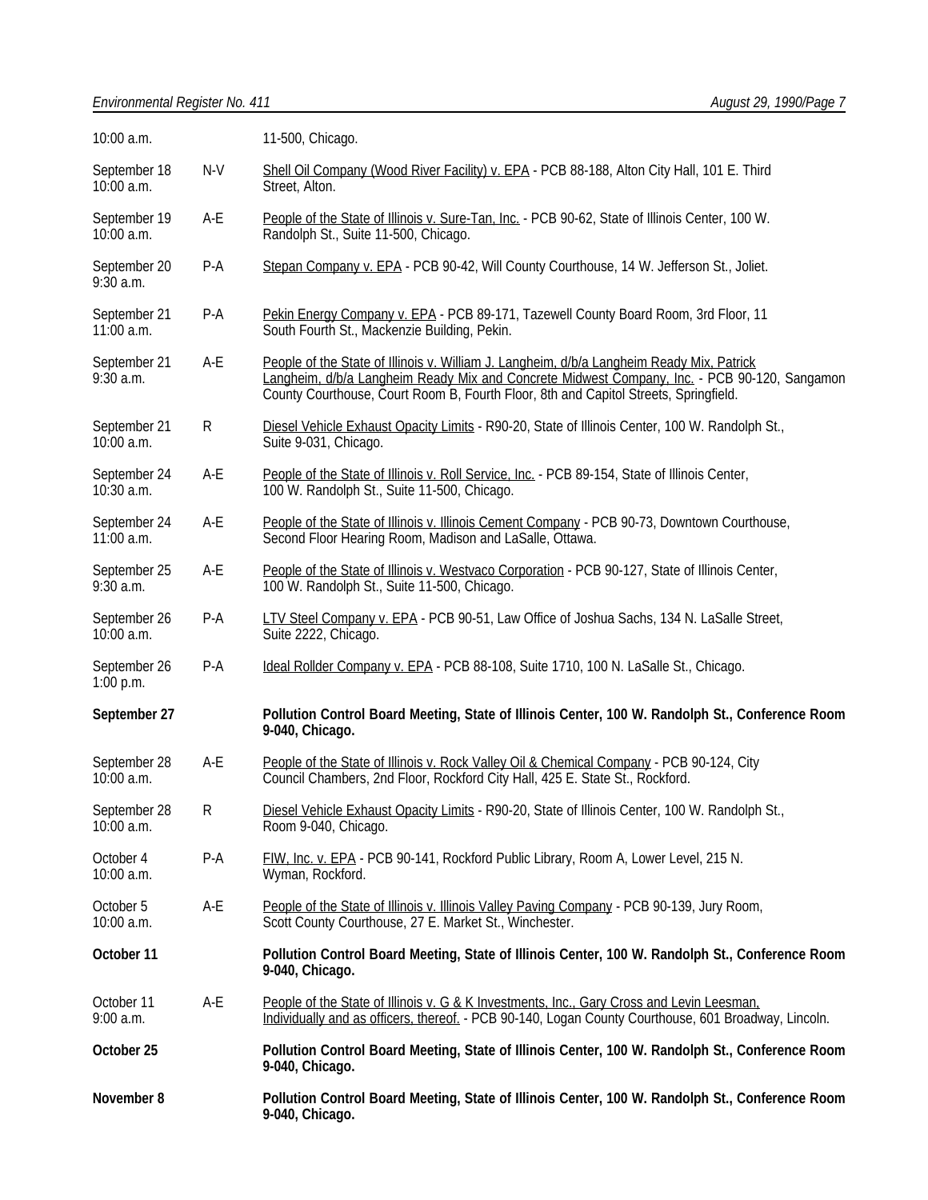| | | |
|---|---|---|
| 10:00 a.m. | | 11-500, Chicago. |
| September 18<br>10:00 a.m. | N-V | Shell Oil Company (Wood River Facility) v. EPA - PCB 88-188, Alton City Hall, 101 E. Third Street, Alton. |
| September 19<br>10:00 a.m. | A-E | People of the State of Illinois v. Sure-Tan, Inc. - PCB 90-62, State of Illinois Center, 100 W. Randolph St., Suite 11-500, Chicago. |
| September 20<br>9:30 a.m. | P-A | Stepan Company v. EPA - PCB 90-42, Will County Courthouse, 14 W. Jefferson St., Joliet. |
| September 21<br>11:00 a.m. | P-A | Pekin Energy Company v. EPA - PCB 89-171, Tazewell County Board Room, 3rd Floor, 11 South Fourth St., Mackenzie Building, Pekin. |
| September 21<br>9:30 a.m. | A-E | People of the State of Illinois v. William J. Langheim, d/b/a Langheim Ready Mix, Patrick Langheim, d/b/a Langheim Ready Mix and Concrete Midwest Company, Inc. - PCB 90-120, Sangamon County Courthouse, Court Room B, Fourth Floor, 8th and Capitol Streets, Springfield. |
| September 21<br>10:00 a.m. | R | Diesel Vehicle Exhaust Opacity Limits - R90-20, State of Illinois Center, 100 W. Randolph St., Suite 9-031, Chicago. |
| September 24<br>10:30 a.m. | A-E | People of the State of Illinois v. Roll Service, Inc. - PCB 89-154, State of Illinois Center, 100 W. Randolph St., Suite 11-500, Chicago. |
| September 24<br>11:00 a.m. | A-E | People of the State of Illinois v. Illinois Cement Company - PCB 90-73, Downtown Courthouse, Second Floor Hearing Room, Madison and LaSalle, Ottawa. |
| September 25<br>9:30 a.m. | A-E | People of the State of Illinois v. Westvaco Corporation - PCB 90-127, State of Illinois Center, 100 W. Randolph St., Suite 11-500, Chicago. |
| September 26<br>10:00 a.m. | P-A | LTV Steel Company v. EPA - PCB 90-51, Law Office of Joshua Sachs, 134 N. LaSalle Street, Suite 2222, Chicago. |
| September 26<br>1:00 p.m. | P-A | Ideal Rollder Company v. EPA - PCB 88-108, Suite 1710, 100 N. LaSalle St., Chicago. |
| **September 27** | | **Pollution Control Board Meeting, State of Illinois Center, 100 W. Randolph St., Conference Room 9-040, Chicago.** |
| September 28<br>10:00 a.m. | A-E | People of the State of Illinois v. Rock Valley Oil & Chemical Company - PCB 90-124, City Council Chambers, 2nd Floor, Rockford City Hall, 425 E. State St., Rockford. |
| September 28<br>10:00 a.m. | R | Diesel Vehicle Exhaust Opacity Limits - R90-20, State of Illinois Center, 100 W. Randolph St., Room 9-040, Chicago. |
| October 4<br>10:00 a.m. | P-A | FIW, Inc. v. EPA - PCB 90-141, Rockford Public Library, Room A, Lower Level, 215 N. Wyman, Rockford. |
| October 5<br>10:00 a.m. | A-E | People of the State of Illinois v. Illinois Valley Paving Company - PCB 90-139, Jury Room, Scott County Courthouse, 27 E. Market St., Winchester. |
| **October 11** | | **Pollution Control Board Meeting, State of Illinois Center, 100 W. Randolph St., Conference Room 9-040, Chicago.** |
| October 11<br>9:00 a.m. | A-E | People of the State of Illinois v. G & K Investments, Inc., Gary Cross and Levin Leesman, Individually and as officers, thereof. - PCB 90-140, Logan County Courthouse, 601 Broadway, Lincoln. |
| **October 25** | | **Pollution Control Board Meeting, State of Illinois Center, 100 W. Randolph St., Conference Room 9-040, Chicago.** |
| **November 8** | | **Pollution Control Board Meeting, State of Illinois Center, 100 W. Randolph St., Conference Room 9-040, Chicago.** |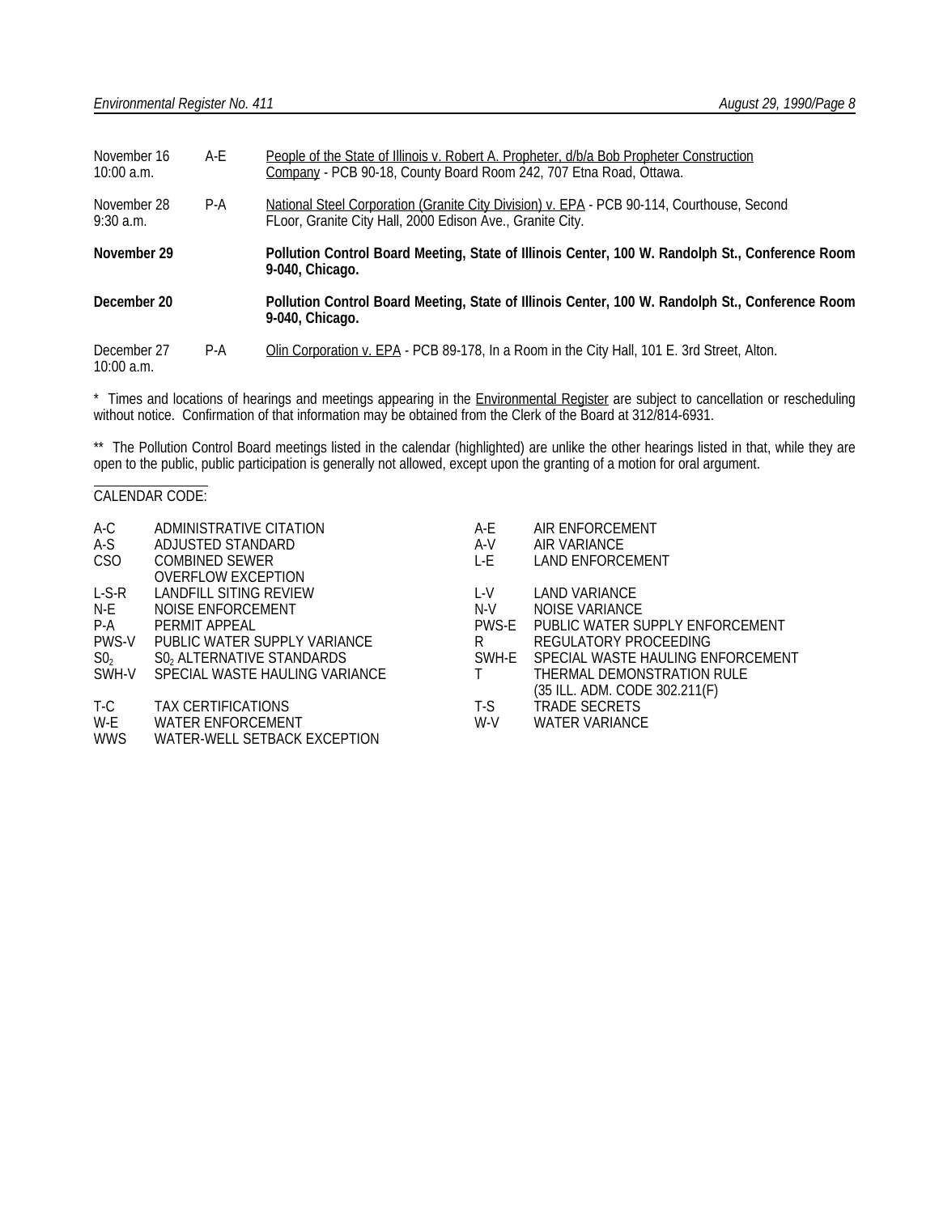| | | |
|---|---|---|
| November 16<br>10:00 a.m. | A-E | People of the State of Illinois v. Robert A. Propheter, d/b/a Bob Propheter Construction Company - PCB 90-18, County Board Room 242, 707 Etna Road, Ottawa. |
| November 28<br>9:30 a.m. | P-A | National Steel Corporation (Granite City Division) v. EPA - PCB 90-114, Courthouse, Second FLoor, Granite City Hall, 2000 Edison Ave., Granite City. |
| **November 29** | | **Pollution Control Board Meeting, State of Illinois Center, 100 W. Randolph St., Conference Room 9-040, Chicago.** |
| **December 20** | | **Pollution Control Board Meeting, State of Illinois Center, 100 W. Randolph St., Conference Room 9-040, Chicago.** |
| December 27<br>10:00 a.m. | P-A | Olin Corporation v. EPA - PCB 89-178, In a Room in the City Hall, 101 E. 3rd Street, Alton. |

\* Times and locations of hearings and meetings appearing in the Environmental Register are subject to cancellation or rescheduling without notice. Confirmation of that information may be obtained from the Clerk of the Board at 312/814-6931.

\*\* The Pollution Control Board meetings listed in the calendar (highlighted) are unlike the other hearings listed in that, while they are open to the public, public participation is generally not allowed, except upon the granting of a motion for oral argument.

CALENDAR CODE:

| | | | |
|---|---|---|---|
| A-C | ADMINISTRATIVE CITATION | A-E | AIR ENFORCEMENT |
| A-S | ADJUSTED STANDARD | A-V | AIR VARIANCE |
| CSO | COMBINED SEWER OVERFLOW EXCEPTION | L-E | LAND ENFORCEMENT |
| L-S-R | LANDFILL SITING REVIEW | L-V | LAND VARIANCE |
| N-E | NOISE ENFORCEMENT | N-V | NOISE VARIANCE |
| P-A | PERMIT APPEAL | PWS-E | PUBLIC WATER SUPPLY ENFORCEMENT |
| PWS-V | PUBLIC WATER SUPPLY VARIANCE | R | REGULATORY PROCEEDING |
| $S0_2$ | $S0_2$ ALTERNATIVE STANDARDS | SWH-E | SPECIAL WASTE HAULING ENFORCEMENT |
| SWH-V | SPECIAL WASTE HAULING VARIANCE | T | THERMAL DEMONSTRATION RULE (35 ILL. ADM. CODE 302.211(F) |
| T-C | TAX CERTIFICATIONS | T-S | TRADE SECRETS |
| W-E | WATER ENFORCEMENT | W-V | WATER VARIANCE |
| WWS | WATER-WELL SETBACK EXCEPTION | | |